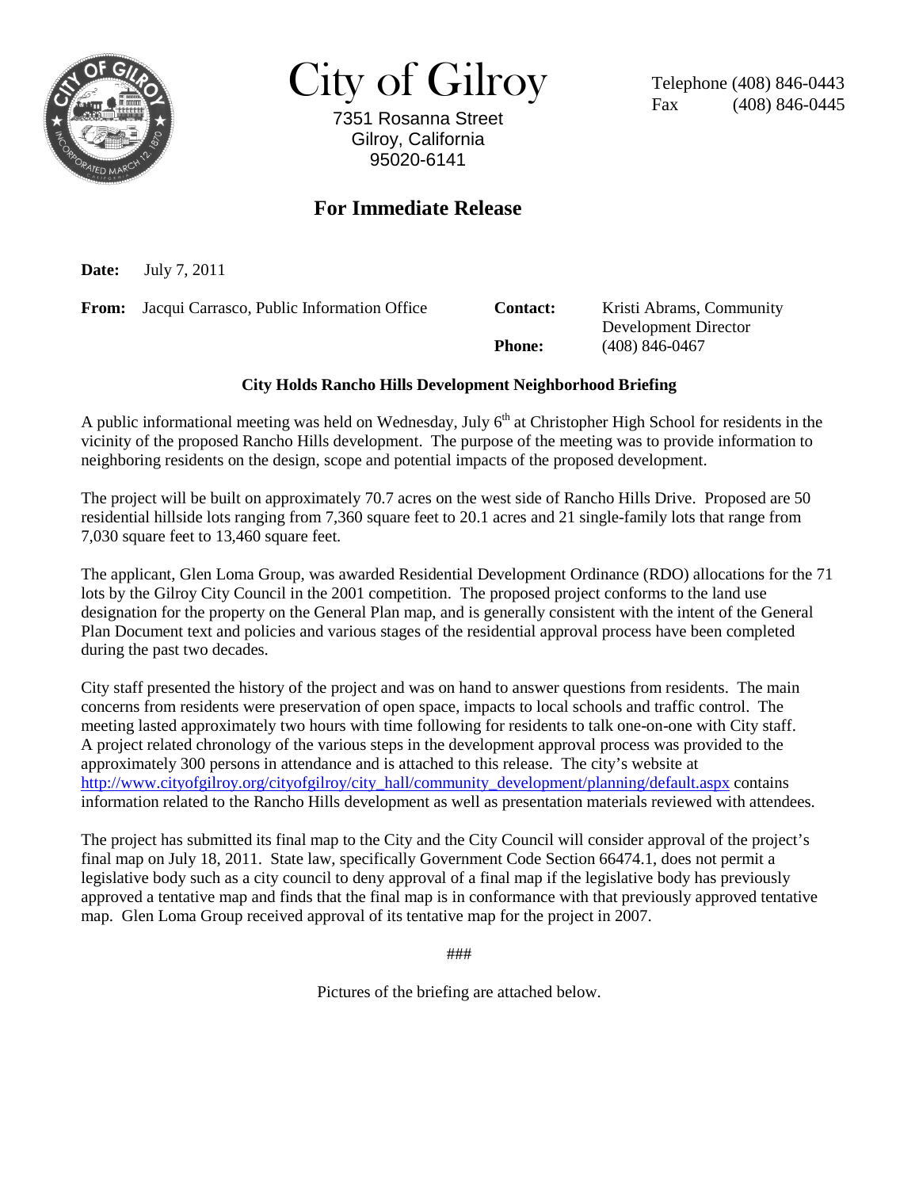# City of Gilroy

7351 Rosanna Street
Gilroy, California
95020-6141

Telephone (408) 846-0443
Fax (408) 846-0445

## For Immediate Release

**Date:** July 7, 2011

**From:** Jacqui Carrasco, Public Information Office

**Contact:** Kristi Abrams, Community Development Director

**Phone:** (408) 846-0467

### City Holds Rancho Hills Development Neighborhood Briefing

A public informational meeting was held on Wednesday, July 6th at Christopher High School for residents in the vicinity of the proposed Rancho Hills development. The purpose of the meeting was to provide information to neighboring residents on the design, scope and potential impacts of the proposed development.

The project will be built on approximately 70.7 acres on the west side of Rancho Hills Drive. Proposed are 50 residential hillside lots ranging from 7,360 square feet to 20.1 acres and 21 single-family lots that range from 7,030 square feet to 13,460 square feet.

The applicant, Glen Loma Group, was awarded Residential Development Ordinance (RDO) allocations for the 71 lots by the Gilroy City Council in the 2001 competition. The proposed project conforms to the land use designation for the property on the General Plan map, and is generally consistent with the intent of the General Plan Document text and policies and various stages of the residential approval process have been completed during the past two decades.

City staff presented the history of the project and was on hand to answer questions from residents. The main concerns from residents were preservation of open space, impacts to local schools and traffic control. The meeting lasted approximately two hours with time following for residents to talk one-on-one with City staff. A project related chronology of the various steps in the development approval process was provided to the approximately 300 persons in attendance and is attached to this release. The city's website at http://www.cityofgilroy.org/cityofgilroy/city_hall/community_development/planning/default.aspx contains information related to the Rancho Hills development as well as presentation materials reviewed with attendees.

The project has submitted its final map to the City and the City Council will consider approval of the project's final map on July 18, 2011. State law, specifically Government Code Section 66474.1, does not permit a legislative body such as a city council to deny approval of a final map if the legislative body has previously approved a tentative map and finds that the final map is in conformance with that previously approved tentative map. Glen Loma Group received approval of its tentative map for the project in 2007.

###

Pictures of the briefing are attached below.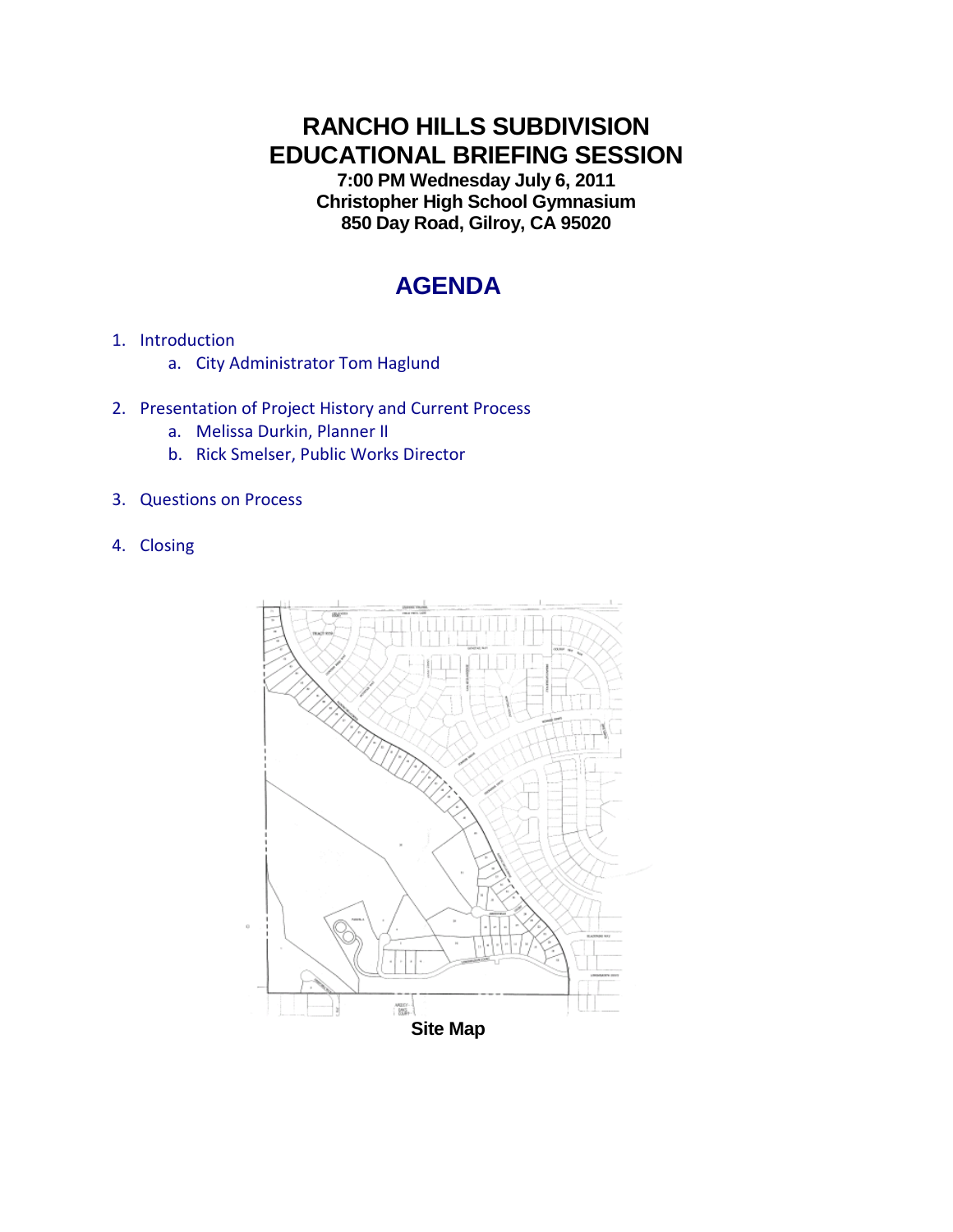# RANCHO HILLS SUBDIVISION
# EDUCATIONAL BRIEFING SESSION

**7:00 PM Wednesday July 6, 2011**
**Christopher High School Gymnasium**
**850 Day Road, Gilroy, CA 95020**

## AGENDA

1. Introduction
   a. City Administrator Tom Haglund
2. Presentation of Project History and Current Process
   a. Melissa Durkin, Planner II
   b. Rick Smelser, Public Works Director
3. Questions on Process
4. Closing

**Site Map**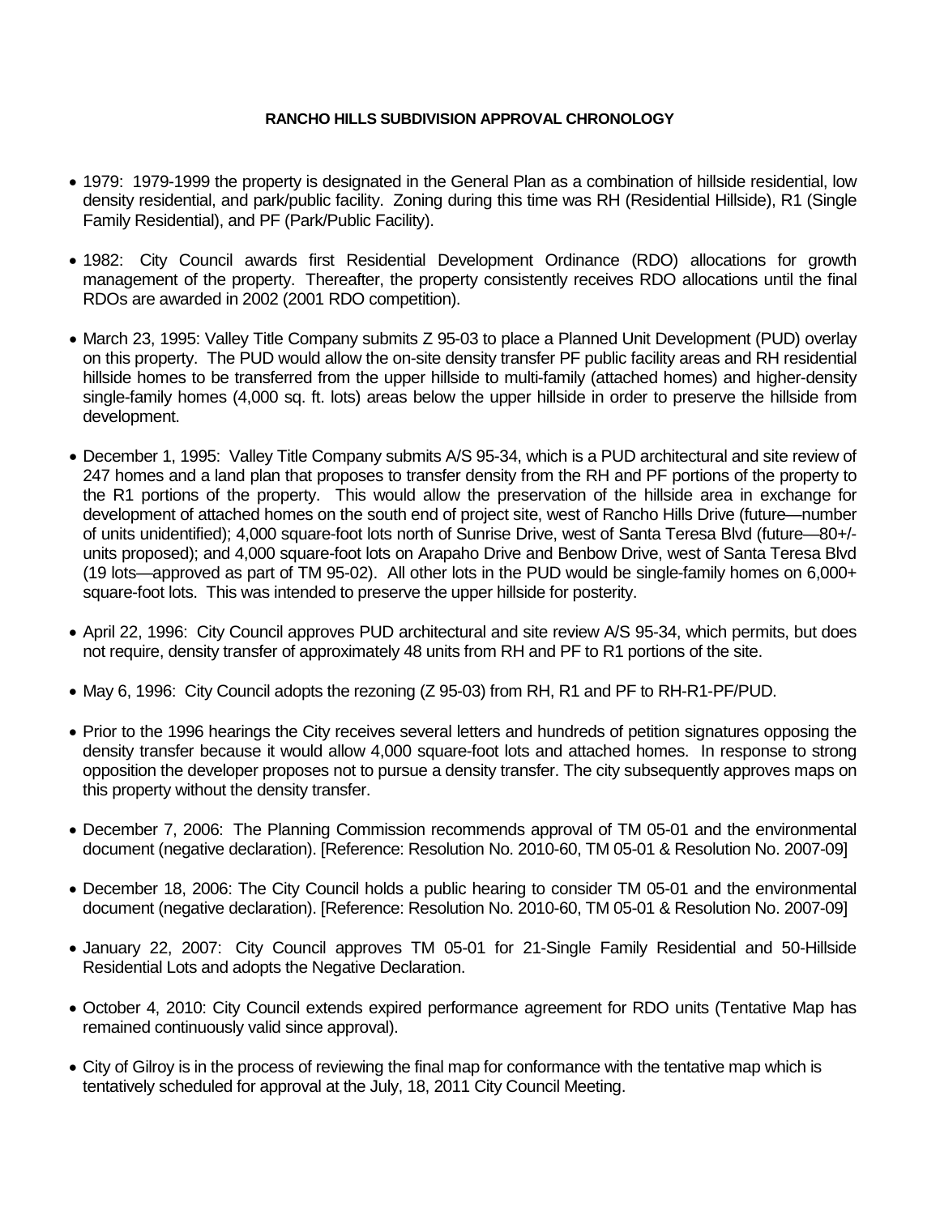**RANCHO HILLS SUBDIVISION APPROVAL CHRONOLOGY**

- 1979: 1979-1999 the property is designated in the General Plan as a combination of hillside residential, low density residential, and park/public facility. Zoning during this time was RH (Residential Hillside), R1 (Single Family Residential), and PF (Park/Public Facility).

- 1982: City Council awards first Residential Development Ordinance (RDO) allocations for growth management of the property. Thereafter, the property consistently receives RDO allocations until the final RDOs are awarded in 2002 (2001 RDO competition).

- March 23, 1995: Valley Title Company submits Z 95-03 to place a Planned Unit Development (PUD) overlay on this property. The PUD would allow the on-site density transfer PF public facility areas and RH residential hillside homes to be transferred from the upper hillside to multi-family (attached homes) and higher-density single-family homes (4,000 sq. ft. lots) areas below the upper hillside in order to preserve the hillside from development.

- December 1, 1995: Valley Title Company submits A/S 95-34, which is a PUD architectural and site review of 247 homes and a land plan that proposes to transfer density from the RH and PF portions of the property to the R1 portions of the property. This would allow the preservation of the hillside area in exchange for development of attached homes on the south end of project site, west of Rancho Hills Drive (future—number of units unidentified); 4,000 square-foot lots north of Sunrise Drive, west of Santa Teresa Blvd (future—80+/- units proposed); and 4,000 square-foot lots on Arapaho Drive and Benbow Drive, west of Santa Teresa Blvd (19 lots—approved as part of TM 95-02). All other lots in the PUD would be single-family homes on 6,000+ square-foot lots. This was intended to preserve the upper hillside for posterity.

- April 22, 1996: City Council approves PUD architectural and site review A/S 95-34, which permits, but does not require, density transfer of approximately 48 units from RH and PF to R1 portions of the site.

- May 6, 1996: City Council adopts the rezoning (Z 95-03) from RH, R1 and PF to RH-R1-PF/PUD.

- Prior to the 1996 hearings the City receives several letters and hundreds of petition signatures opposing the density transfer because it would allow 4,000 square-foot lots and attached homes. In response to strong opposition the developer proposes not to pursue a density transfer. The city subsequently approves maps on this property without the density transfer.

- December 7, 2006: The Planning Commission recommends approval of TM 05-01 and the environmental document (negative declaration). [Reference: Resolution No. 2010-60, TM 05-01 & Resolution No. 2007-09]

- December 18, 2006: The City Council holds a public hearing to consider TM 05-01 and the environmental document (negative declaration). [Reference: Resolution No. 2010-60, TM 05-01 & Resolution No. 2007-09]

- January 22, 2007: City Council approves TM 05-01 for 21-Single Family Residential and 50-Hillside Residential Lots and adopts the Negative Declaration.

- October 4, 2010: City Council extends expired performance agreement for RDO units (Tentative Map has remained continuously valid since approval).

- City of Gilroy is in the process of reviewing the final map for conformance with the tentative map which is tentatively scheduled for approval at the July, 18, 2011 City Council Meeting.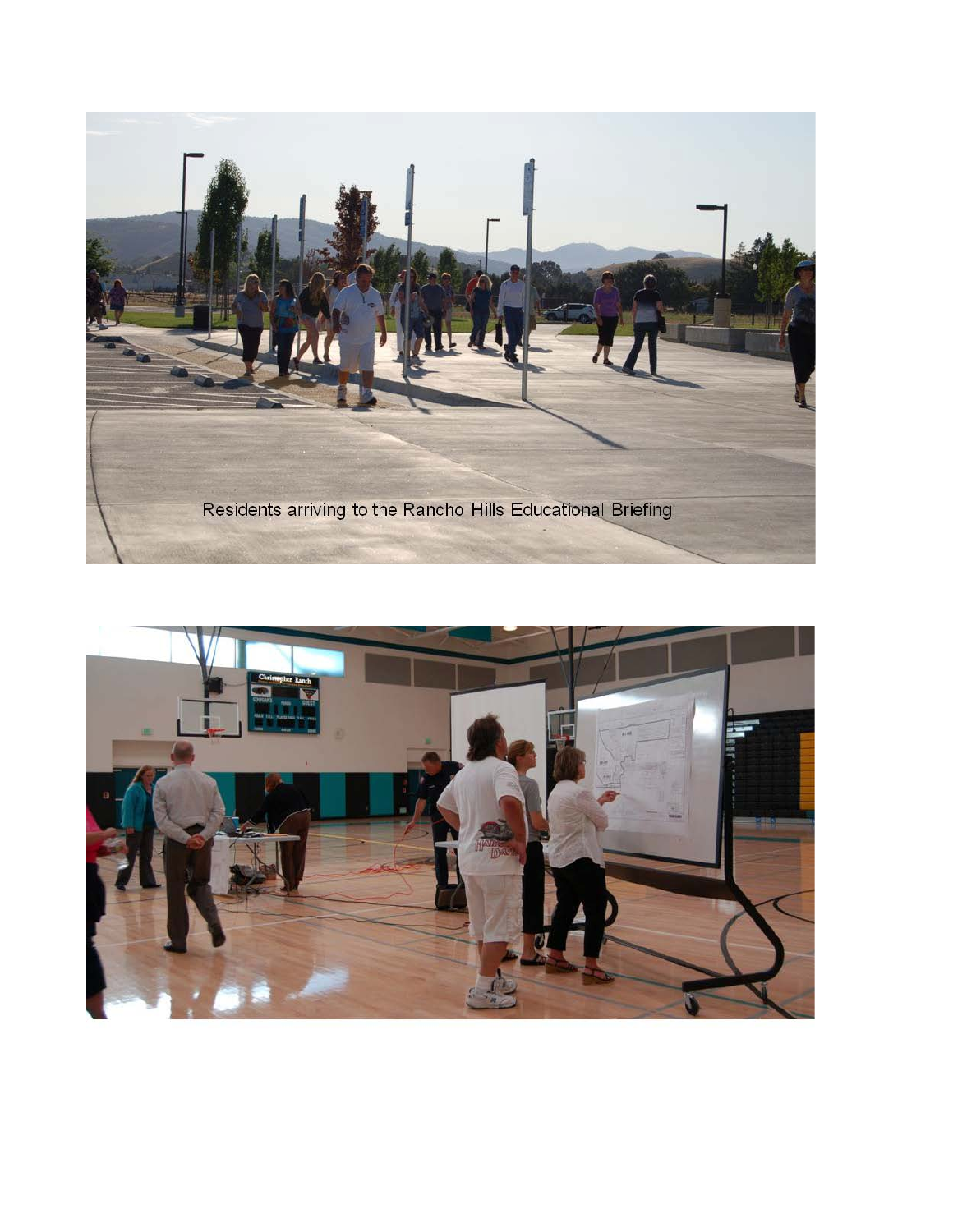Residents arriving to the Rancho Hills Educational Briefing.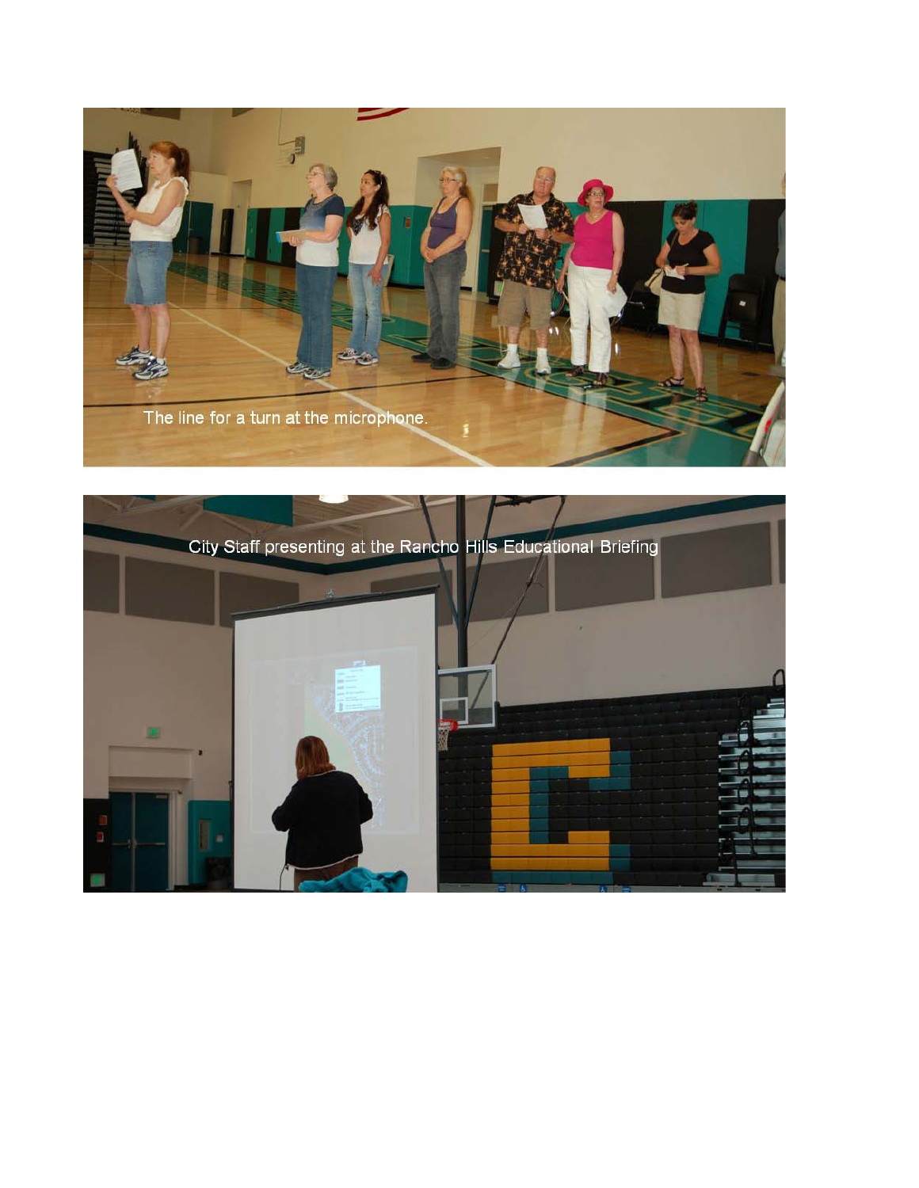The line for a turn at the microphone.

City Staff presenting at the Rancho Hills Educational Briefing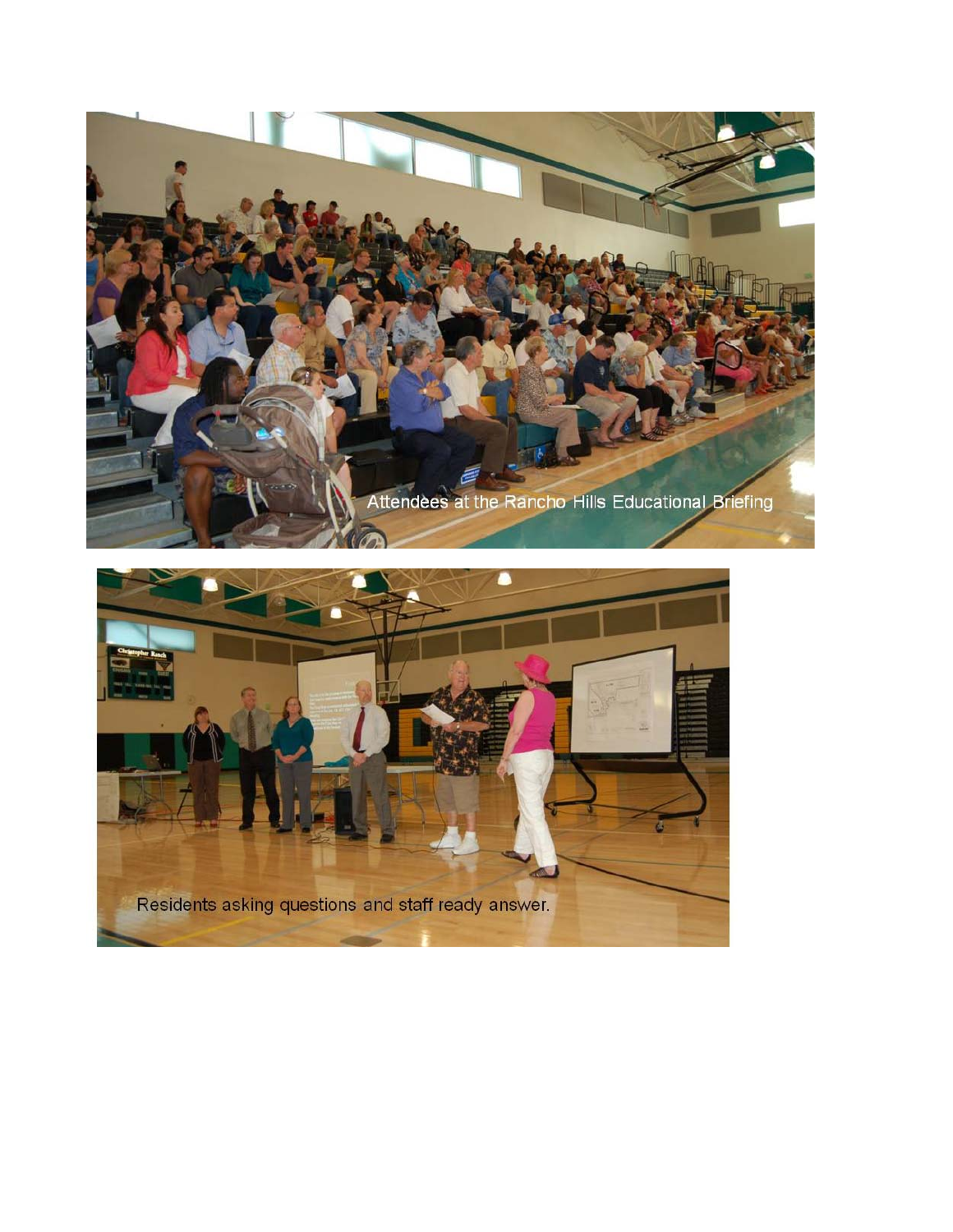Attendees at the Rancho Hills Educational Briefing

Residents asking questions and staff ready answer.